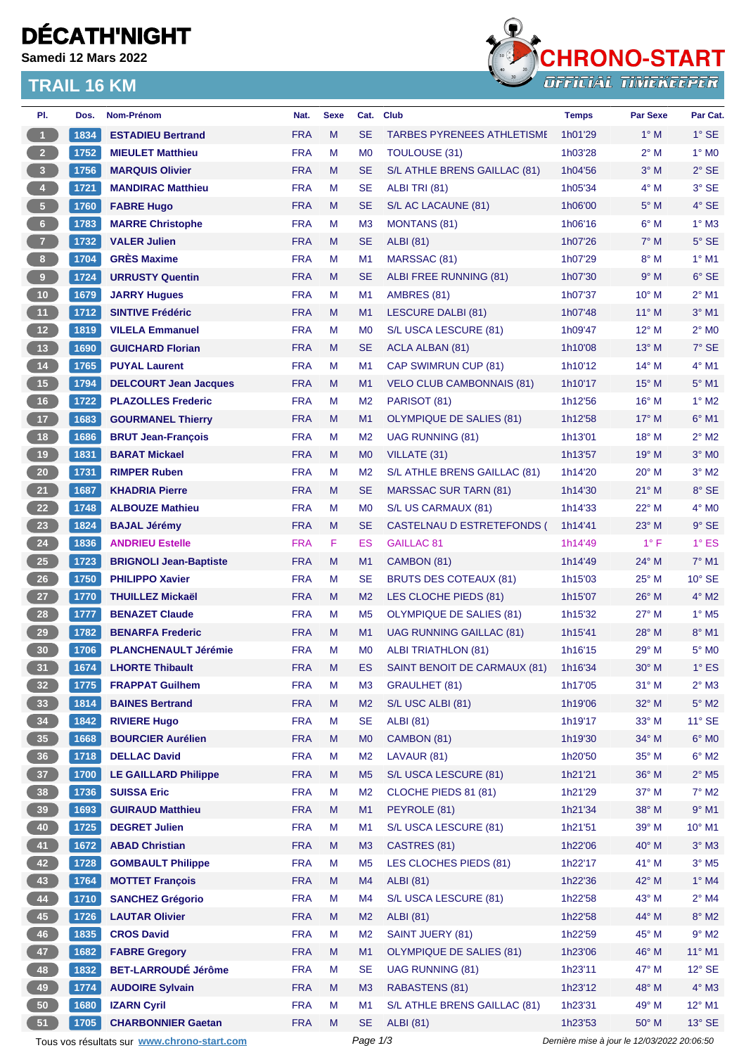# DÉCATH'NIGHT

**Samedi 12 Mars 2022**

## TRAIL 16 KM

CHRONO-START
OFFICIAL TIMEKEEPER

| Pl. | Dos. | Nom-Prénom | Nat. | Sexe | Cat. | Club | Temps | Par Sexe | Par Cat. |
|---|---|---|---|---|---|---|---|---|---|
| 1 | 1834 | ESTADIEU Bertrand | FRA | M | SE | TARBES PYRENEES ATHLETISME | 1h01'29 | 1° M | 1° SE |
| 2 | 1752 | MIEULET Matthieu | FRA | M | M0 | TOULOUSE (31) | 1h03'28 | 2° M | 1° M0 |
| 3 | 1756 | MARQUIS Olivier | FRA | M | SE | S/L ATHLE BRENS GAILLAC (81) | 1h04'56 | 3° M | 2° SE |
| 4 | 1721 | MANDIRAC Matthieu | FRA | M | SE | ALBI TRI (81) | 1h05'34 | 4° M | 3° SE |
| 5 | 1760 | FABRE Hugo | FRA | M | SE | S/L AC LACAUNE (81) | 1h06'00 | 5° M | 4° SE |
| 6 | 1783 | MARRE Christophe | FRA | M | M3 | MONTANS (81) | 1h06'16 | 6° M | 1° M3 |
| 7 | 1732 | VALER Julien | FRA | M | SE | ALBI (81) | 1h07'26 | 7° M | 5° SE |
| 8 | 1704 | GRÈS Maxime | FRA | M | M1 | MARSSAC (81) | 1h07'29 | 8° M | 1° M1 |
| 9 | 1724 | URRUSTY Quentin | FRA | M | SE | ALBI FREE RUNNING (81) | 1h07'30 | 9° M | 6° SE |
| 10 | 1679 | JARRY Hugues | FRA | M | M1 | AMBRES (81) | 1h07'37 | 10° M | 2° M1 |
| 11 | 1712 | SINTIVE Frédéric | FRA | M | M1 | LESCURE DALBI (81) | 1h07'48 | 11° M | 3° M1 |
| 12 | 1819 | VILELA Emmanuel | FRA | M | M0 | S/L USCA LESCURE (81) | 1h09'47 | 12° M | 2° M0 |
| 13 | 1690 | GUICHARD Florian | FRA | M | SE | ACLA ALBAN (81) | 1h10'08 | 13° M | 7° SE |
| 14 | 1765 | PUYAL Laurent | FRA | M | M1 | CAP SWIMRUN CUP (81) | 1h10'12 | 14° M | 4° M1 |
| 15 | 1794 | DELCOURT Jean Jacques | FRA | M | M1 | VELO CLUB CAMBONNAIS (81) | 1h10'17 | 15° M | 5° M1 |
| 16 | 1722 | PLAZOLLES Frederic | FRA | M | M2 | PARISOT (81) | 1h12'56 | 16° M | 1° M2 |
| 17 | 1683 | GOURMANEL Thierry | FRA | M | M1 | OLYMPIQUE DE SALIES (81) | 1h12'58 | 17° M | 6° M1 |
| 18 | 1686 | BRUT Jean-François | FRA | M | M2 | UAG RUNNING (81) | 1h13'01 | 18° M | 2° M2 |
| 19 | 1831 | BARAT Mickael | FRA | M | M0 | VILLATE (31) | 1h13'57 | 19° M | 3° M0 |
| 20 | 1731 | RIMPER Ruben | FRA | M | M2 | S/L ATHLE BRENS GAILLAC (81) | 1h14'20 | 20° M | 3° M2 |
| 21 | 1687 | KHADRIA Pierre | FRA | M | SE | MARSSAC SUR TARN (81) | 1h14'30 | 21° M | 8° SE |
| 22 | 1748 | ALBOUZE Mathieu | FRA | M | M0 | S/L US CARMAUX (81) | 1h14'33 | 22° M | 4° M0 |
| 23 | 1824 | BAJAL Jérémy | FRA | M | SE | CASTELNAU D ESTRETEFONDS ( | 1h14'41 | 23° M | 9° SE |
| 24 | 1836 | ANDRIEU Estelle | FRA | F | ES | GAILLAC 81 | 1h14'49 | 1° F | 1° ES |
| 25 | 1723 | BRIGNOLI Jean-Baptiste | FRA | M | M1 | CAMBON (81) | 1h14'49 | 24° M | 7° M1 |
| 26 | 1750 | PHILIPPO Xavier | FRA | M | SE | BRUTS DES COTEAUX (81) | 1h15'03 | 25° M | 10° SE |
| 27 | 1770 | THUILLEZ Mickaël | FRA | M | M2 | LES CLOCHE PIEDS (81) | 1h15'07 | 26° M | 4° M2 |
| 28 | 1777 | BENAZET Claude | FRA | M | M5 | OLYMPIQUE DE SALIES (81) | 1h15'32 | 27° M | 1° M5 |
| 29 | 1782 | BENARFA Frederic | FRA | M | M1 | UAG RUNNING GAILLAC (81) | 1h15'41 | 28° M | 8° M1 |
| 30 | 1706 | PLANCHENAULT Jérémie | FRA | M | M0 | ALBI TRIATHLON (81) | 1h16'15 | 29° M | 5° M0 |
| 31 | 1674 | LHORTE Thibault | FRA | M | ES | SAINT BENOIT DE CARMAUX (81) | 1h16'34 | 30° M | 1° ES |
| 32 | 1775 | FRAPPAT Guilhem | FRA | M | M3 | GRAULHET (81) | 1h17'05 | 31° M | 2° M3 |
| 33 | 1814 | BAINES Bertrand | FRA | M | M2 | S/L USC ALBI (81) | 1h19'06 | 32° M | 5° M2 |
| 34 | 1842 | RIVIERE Hugo | FRA | M | SE | ALBI (81) | 1h19'17 | 33° M | 11° SE |
| 35 | 1668 | BOURCIER Aurélien | FRA | M | M0 | CAMBON (81) | 1h19'30 | 34° M | 6° M0 |
| 36 | 1718 | DELLAC David | FRA | M | M2 | LAVAUR (81) | 1h20'50 | 35° M | 6° M2 |
| 37 | 1700 | LE GAILLARD Philippe | FRA | M | M5 | S/L USCA LESCURE (81) | 1h21'21 | 36° M | 2° M5 |
| 38 | 1736 | SUISSA Eric | FRA | M | M2 | CLOCHE PIEDS 81 (81) | 1h21'29 | 37° M | 7° M2 |
| 39 | 1693 | GUIRAUD Matthieu | FRA | M | M1 | PEYROLE (81) | 1h21'34 | 38° M | 9° M1 |
| 40 | 1725 | DEGRET Julien | FRA | M | M1 | S/L USCA LESCURE (81) | 1h21'51 | 39° M | 10° M1 |
| 41 | 1672 | ABAD Christian | FRA | M | M3 | CASTRES (81) | 1h22'06 | 40° M | 3° M3 |
| 42 | 1728 | GOMBAULT Philippe | FRA | M | M5 | LES CLOCHES PIEDS (81) | 1h22'17 | 41° M | 3° M5 |
| 43 | 1764 | MOTTET François | FRA | M | M4 | ALBI (81) | 1h22'36 | 42° M | 1° M4 |
| 44 | 1710 | SANCHEZ Grégorio | FRA | M | M4 | S/L USCA LESCURE (81) | 1h22'58 | 43° M | 2° M4 |
| 45 | 1726 | LAUTAR Olivier | FRA | M | M2 | ALBI (81) | 1h22'58 | 44° M | 8° M2 |
| 46 | 1835 | CROS David | FRA | M | M2 | SAINT JUERY (81) | 1h22'59 | 45° M | 9° M2 |
| 47 | 1682 | FABRE Gregory | FRA | M | M1 | OLYMPIQUE DE SALIES (81) | 1h23'06 | 46° M | 11° M1 |
| 48 | 1832 | BET-LARROUDÉ Jérôme | FRA | M | SE | UAG RUNNING (81) | 1h23'11 | 47° M | 12° SE |
| 49 | 1774 | AUDOIRE Sylvain | FRA | M | M3 | RABASTENS (81) | 1h23'12 | 48° M | 4° M3 |
| 50 | 1680 | IZARN Cyril | FRA | M | M1 | S/L ATHLE BRENS GAILLAC (81) | 1h23'31 | 49° M | 12° M1 |
| 51 | 1705 | CHARBONNIER Gaetan | FRA | M | SE | ALBI (81) | 1h23'53 | 50° M | 13° SE |

Tous vos résultats sur www.chrono-start.com

*Dernière mise à jour le 12/03/2022 20:06:50*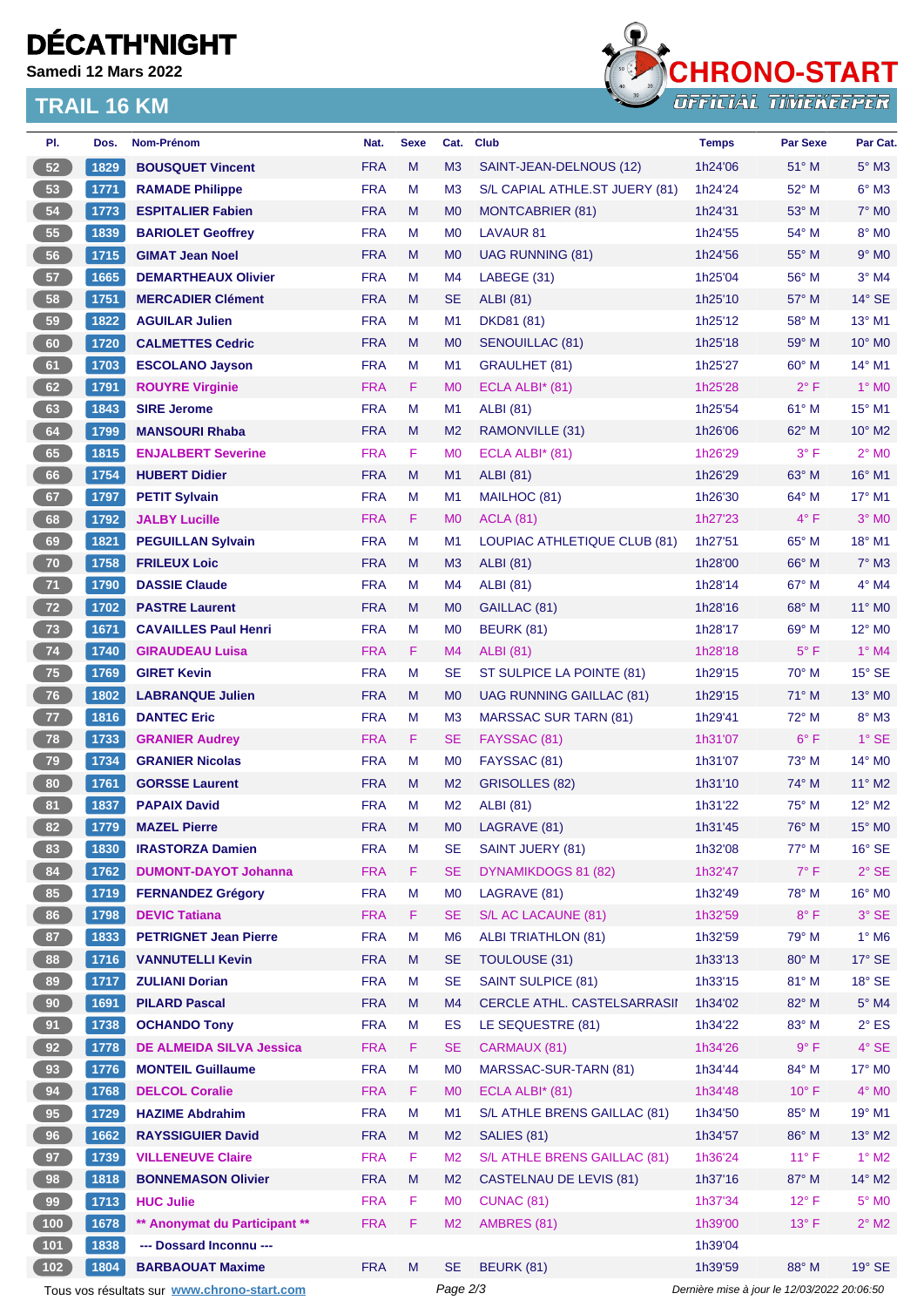# DÉCATH'NIGHT

**Samedi 12 Mars 2022**

## TRAIL 16 KM

| Pl. | Dos. | Nom-Prénom | Nat. | Sexe | Cat. | Club | Temps | Par Sexe | Par Cat. |
|---|---|---|---|---|---|---|---|---|---|
| 52 | 1829 | BOUSQUET Vincent | FRA | M | M3 | SAINT-JEAN-DELNOUS (12) | 1h24'06 | 51° M | 5° M3 |
| 53 | 1771 | RAMADE Philippe | FRA | M | M3 | S/L CAPIAL ATHLE.ST JUERY (81) | 1h24'24 | 52° M | 6° M3 |
| 54 | 1773 | ESPITALIER Fabien | FRA | M | M0 | MONTCABRIER (81) | 1h24'31 | 53° M | 7° M0 |
| 55 | 1839 | BARIOLET Geoffrey | FRA | M | M0 | LAVAUR 81 | 1h24'55 | 54° M | 8° M0 |
| 56 | 1715 | GIMAT Jean Noel | FRA | M | M0 | UAG RUNNING (81) | 1h24'56 | 55° M | 9° M0 |
| 57 | 1665 | DEMARTHEAUX Olivier | FRA | M | M4 | LABEGE (31) | 1h25'04 | 56° M | 3° M4 |
| 58 | 1751 | MERCADIER Clément | FRA | M | SE | ALBI (81) | 1h25'10 | 57° M | 14° SE |
| 59 | 1822 | AGUILAR Julien | FRA | M | M1 | DKD81 (81) | 1h25'12 | 58° M | 13° M1 |
| 60 | 1720 | CALMETTES Cedric | FRA | M | M0 | SENOUILLAC (81) | 1h25'18 | 59° M | 10° M0 |
| 61 | 1703 | ESCOLANO Jayson | FRA | M | M1 | GRAULHET (81) | 1h25'27 | 60° M | 14° M1 |
| 62 | 1791 | ROUYRE Virginie | FRA | F | M0 | ECLA ALBI* (81) | 1h25'28 | 2° F | 1° M0 |
| 63 | 1843 | SIRE Jerome | FRA | M | M1 | ALBI (81) | 1h25'54 | 61° M | 15° M1 |
| 64 | 1799 | MANSOURI Rhaba | FRA | M | M2 | RAMONVILLE (31) | 1h26'06 | 62° M | 10° M2 |
| 65 | 1815 | ENJALBERT Severine | FRA | F | M0 | ECLA ALBI* (81) | 1h26'29 | 3° F | 2° M0 |
| 66 | 1754 | HUBERT Didier | FRA | M | M1 | ALBI (81) | 1h26'29 | 63° M | 16° M1 |
| 67 | 1797 | PETIT Sylvain | FRA | M | M1 | MAILHOC (81) | 1h26'30 | 64° M | 17° M1 |
| 68 | 1792 | JALBY Lucille | FRA | F | M0 | ACLA (81) | 1h27'23 | 4° F | 3° M0 |
| 69 | 1821 | PEGUILLAN Sylvain | FRA | M | M1 | LOUPIAC ATHLETIQUE CLUB (81) | 1h27'51 | 65° M | 18° M1 |
| 70 | 1758 | FRILEUX Loic | FRA | M | M3 | ALBI (81) | 1h28'00 | 66° M | 7° M3 |
| 71 | 1790 | DASSIE Claude | FRA | M | M4 | ALBI (81) | 1h28'14 | 67° M | 4° M4 |
| 72 | 1702 | PASTRE Laurent | FRA | M | M0 | GAILLAC (81) | 1h28'16 | 68° M | 11° M0 |
| 73 | 1671 | CAVAILLES Paul Henri | FRA | M | M0 | BEURK (81) | 1h28'17 | 69° M | 12° M0 |
| 74 | 1740 | GIRAUDEAU Luisa | FRA | F | M4 | ALBI (81) | 1h28'18 | 5° F | 1° M4 |
| 75 | 1769 | GIRET Kevin | FRA | M | SE | ST SULPICE LA POINTE (81) | 1h29'15 | 70° M | 15° SE |
| 76 | 1802 | LABRANQUE Julien | FRA | M | M0 | UAG RUNNING GAILLAC (81) | 1h29'15 | 71° M | 13° M0 |
| 77 | 1816 | DANTEC Eric | FRA | M | M3 | MARSSAC SUR TARN (81) | 1h29'41 | 72° M | 8° M3 |
| 78 | 1733 | GRANIER Audrey | FRA | F | SE | FAYSSAC (81) | 1h31'07 | 6° F | 1° SE |
| 79 | 1734 | GRANIER Nicolas | FRA | M | M0 | FAYSSAC (81) | 1h31'07 | 73° M | 14° M0 |
| 80 | 1761 | GORSSE Laurent | FRA | M | M2 | GRISOLLES (82) | 1h31'10 | 74° M | 11° M2 |
| 81 | 1837 | PAPAIX David | FRA | M | M2 | ALBI (81) | 1h31'22 | 75° M | 12° M2 |
| 82 | 1779 | MAZEL Pierre | FRA | M | M0 | LAGRAVE (81) | 1h31'45 | 76° M | 15° M0 |
| 83 | 1830 | IRASTORZA Damien | FRA | M | SE | SAINT JUERY (81) | 1h32'08 | 77° M | 16° SE |
| 84 | 1762 | DUMONT-DAYOT Johanna | FRA | F | SE | DYNAMIKDOGS 81 (82) | 1h32'47 | 7° F | 2° SE |
| 85 | 1719 | FERNANDEZ Grégory | FRA | M | M0 | LAGRAVE (81) | 1h32'49 | 78° M | 16° M0 |
| 86 | 1798 | DEVIC Tatiana | FRA | F | SE | S/L AC LACAUNE (81) | 1h32'59 | 8° F | 3° SE |
| 87 | 1833 | PETRIGNET Jean Pierre | FRA | M | M6 | ALBI TRIATHLON (81) | 1h32'59 | 79° M | 1° M6 |
| 88 | 1716 | VANNUTELLI Kevin | FRA | M | SE | TOULOUSE (31) | 1h33'13 | 80° M | 17° SE |
| 89 | 1717 | ZULIANI Dorian | FRA | M | SE | SAINT SULPICE (81) | 1h33'15 | 81° M | 18° SE |
| 90 | 1691 | PILARD Pascal | FRA | M | M4 | CERCLE ATHL. CASTELSARRASII | 1h34'02 | 82° M | 5° M4 |
| 91 | 1738 | OCHANDO Tony | FRA | M | ES | LE SEQUESTRE (81) | 1h34'22 | 83° M | 2° ES |
| 92 | 1778 | DE ALMEIDA SILVA Jessica | FRA | F | SE | CARMAUX (81) | 1h34'26 | 9° F | 4° SE |
| 93 | 1776 | MONTEIL Guillaume | FRA | M | M0 | MARSSAC-SUR-TARN (81) | 1h34'44 | 84° M | 17° M0 |
| 94 | 1768 | DELCOL Coralie | FRA | F | M0 | ECLA ALBI* (81) | 1h34'48 | 10° F | 4° M0 |
| 95 | 1729 | HAZIME Abdrahim | FRA | M | M1 | S/L ATHLE BRENS GAILLAC (81) | 1h34'50 | 85° M | 19° M1 |
| 96 | 1662 | RAYSSIGUIER David | FRA | M | M2 | SALIES (81) | 1h34'57 | 86° M | 13° M2 |
| 97 | 1739 | VILLENEUVE Claire | FRA | F | M2 | S/L ATHLE BRENS GAILLAC (81) | 1h36'24 | 11° F | 1° M2 |
| 98 | 1818 | BONNEMASON Olivier | FRA | M | M2 | CASTELNAU DE LEVIS (81) | 1h37'16 | 87° M | 14° M2 |
| 99 | 1713 | HUC Julie | FRA | F | M0 | CUNAC (81) | 1h37'34 | 12° F | 5° M0 |
| 100 | 1678 | ** Anonymat du Participant ** | FRA | F | M2 | AMBRES (81) | 1h39'00 | 13° F | 2° M2 |
| 101 | 1838 | --- Dossard Inconnu --- | | | | | 1h39'04 | | |
| 102 | 1804 | BARBAOUAT Maxime | FRA | M | SE | BEURK (81) | 1h39'59 | 88° M | 19° SE |

Tous vos résultats sur www.chrono-start.com

Dernière mise à jour le 12/03/2022 20:06:50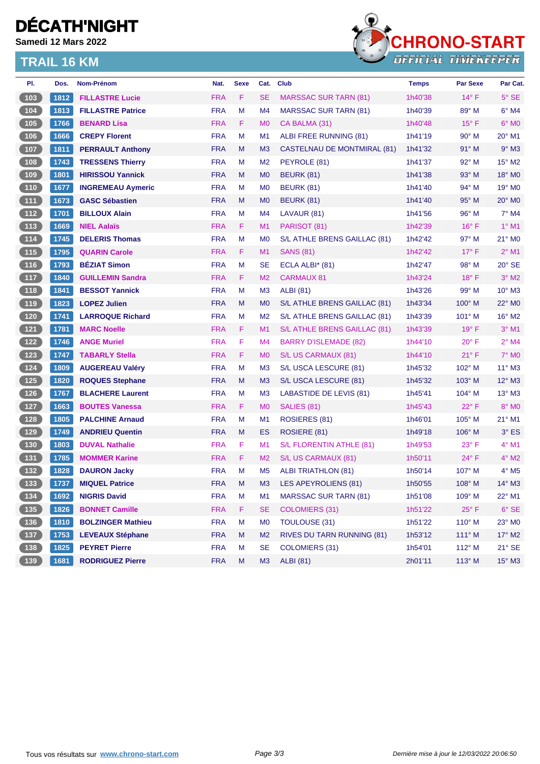# DÉCATH'NIGHT

**Samedi 12 Mars 2022**

## TRAIL 16 KM

CHRONO-START
OFFICIAL TIMEKEEPER

| Pl. | Dos. | Nom-Prénom | Nat. | Sexe | Cat. | Club | Temps | Par Sexe | Par Cat. |
|---|---|---|---|---|---|---|---|---|---|
| 103 | 1812 | FILLASTRE Lucie | FRA | F | SE | MARSSAC SUR TARN (81) | 1h40'38 | 14° F | 5° SE |
| 104 | 1813 | FILLASTRE Patrice | FRA | M | M4 | MARSSAC SUR TARN (81) | 1h40'39 | 89° M | 6° M4 |
| 105 | 1766 | BENARD Lisa | FRA | F | M0 | CA BALMA (31) | 1h40'48 | 15° F | 6° M0 |
| 106 | 1666 | CREPY Florent | FRA | M | M1 | ALBI FREE RUNNING (81) | 1h41'19 | 90° M | 20° M1 |
| 107 | 1811 | PERRAULT Anthony | FRA | M | M3 | CASTELNAU DE MONTMIRAL (81) | 1h41'32 | 91° M | 9° M3 |
| 108 | 1743 | TRESSENS Thierry | FRA | M | M2 | PEYROLE (81) | 1h41'37 | 92° M | 15° M2 |
| 109 | 1801 | HIRISSOU Yannick | FRA | M | M0 | BEURK (81) | 1h41'38 | 93° M | 18° M0 |
| 110 | 1677 | INGREMEAU Aymeric | FRA | M | M0 | BEURK (81) | 1h41'40 | 94° M | 19° M0 |
| 111 | 1673 | GASC Sébastien | FRA | M | M0 | BEURK (81) | 1h41'40 | 95° M | 20° M0 |
| 112 | 1701 | BILLOUX Alain | FRA | M | M4 | LAVAUR (81) | 1h41'56 | 96° M | 7° M4 |
| 113 | 1669 | NIEL Aalaïs | FRA | F | M1 | PARISOT (81) | 1h42'39 | 16° F | 1° M1 |
| 114 | 1745 | DELERIS Thomas | FRA | M | M0 | S/L ATHLE BRENS GAILLAC (81) | 1h42'42 | 97° M | 21° M0 |
| 115 | 1795 | QUARIN Carole | FRA | F | M1 | SANS (81) | 1h42'42 | 17° F | 2° M1 |
| 116 | 1793 | BÉZIAT Simon | FRA | M | SE | ECLA ALBI* (81) | 1h42'47 | 98° M | 20° SE |
| 117 | 1840 | GUILLEMIN Sandra | FRA | F | M2 | CARMAUX 81 | 1h43'24 | 18° F | 3° M2 |
| 118 | 1841 | BESSOT Yannick | FRA | M | M3 | ALBI (81) | 1h43'26 | 99° M | 10° M3 |
| 119 | 1823 | LOPEZ Julien | FRA | M | M0 | S/L ATHLE BRENS GAILLAC (81) | 1h43'34 | 100° M | 22° M0 |
| 120 | 1741 | LARROQUE Richard | FRA | M | M2 | S/L ATHLE BRENS GAILLAC (81) | 1h43'39 | 101° M | 16° M2 |
| 121 | 1781 | MARC Noelle | FRA | F | M1 | S/L ATHLE BRENS GAILLAC (81) | 1h43'39 | 19° F | 3° M1 |
| 122 | 1746 | ANGE Muriel | FRA | F | M4 | BARRY D'ISLEMADE (82) | 1h44'10 | 20° F | 2° M4 |
| 123 | 1747 | TABARLY Stella | FRA | F | M0 | S/L US CARMAUX (81) | 1h44'10 | 21° F | 7° M0 |
| 124 | 1809 | AUGEREAU Valéry | FRA | M | M3 | S/L USCA LESCURE (81) | 1h45'32 | 102° M | 11° M3 |
| 125 | 1820 | ROQUES Stephane | FRA | M | M3 | S/L USCA LESCURE (81) | 1h45'32 | 103° M | 12° M3 |
| 126 | 1767 | BLACHERE Laurent | FRA | M | M3 | LABASTIDE DE LEVIS (81) | 1h45'41 | 104° M | 13° M3 |
| 127 | 1663 | BOUTES Vanessa | FRA | F | M0 | SALIES (81) | 1h45'43 | 22° F | 8° M0 |
| 128 | 1805 | PALCHINE Arnaud | FRA | M | M1 | ROSIERES (81) | 1h46'01 | 105° M | 21° M1 |
| 129 | 1749 | ANDRIEU Quentin | FRA | M | ES | ROSIERE (81) | 1h49'18 | 106° M | 3° ES |
| 130 | 1803 | DUVAL Nathalie | FRA | F | M1 | S/L FLORENTIN ATHLE (81) | 1h49'53 | 23° F | 4° M1 |
| 131 | 1785 | MOMMER Karine | FRA | F | M2 | S/L US CARMAUX (81) | 1h50'11 | 24° F | 4° M2 |
| 132 | 1828 | DAURON Jacky | FRA | M | M5 | ALBI TRIATHLON (81) | 1h50'14 | 107° M | 4° M5 |
| 133 | 1737 | MIQUEL Patrice | FRA | M | M3 | LES APEYROLIENS (81) | 1h50'55 | 108° M | 14° M3 |
| 134 | 1692 | NIGRIS David | FRA | M | M1 | MARSSAC SUR TARN (81) | 1h51'08 | 109° M | 22° M1 |
| 135 | 1826 | BONNET Camille | FRA | F | SE | COLOMIERS (31) | 1h51'22 | 25° F | 6° SE |
| 136 | 1810 | BOLZINGER Mathieu | FRA | M | M0 | TOULOUSE (31) | 1h51'22 | 110° M | 23° M0 |
| 137 | 1753 | LEVEAUX Stéphane | FRA | M | M2 | RIVES DU TARN RUNNING (81) | 1h53'12 | 111° M | 17° M2 |
| 138 | 1825 | PEYRET Pierre | FRA | M | SE | COLOMIERS (31) | 1h54'01 | 112° M | 21° SE |
| 139 | 1681 | RODRIGUEZ Pierre | FRA | M | M3 | ALBI (81) | 2h01'11 | 113° M | 15° M3 |

Tous vos résultats sur www.chrono-start.com

*Dernière mise à jour le 12/03/2022 20:06:50*